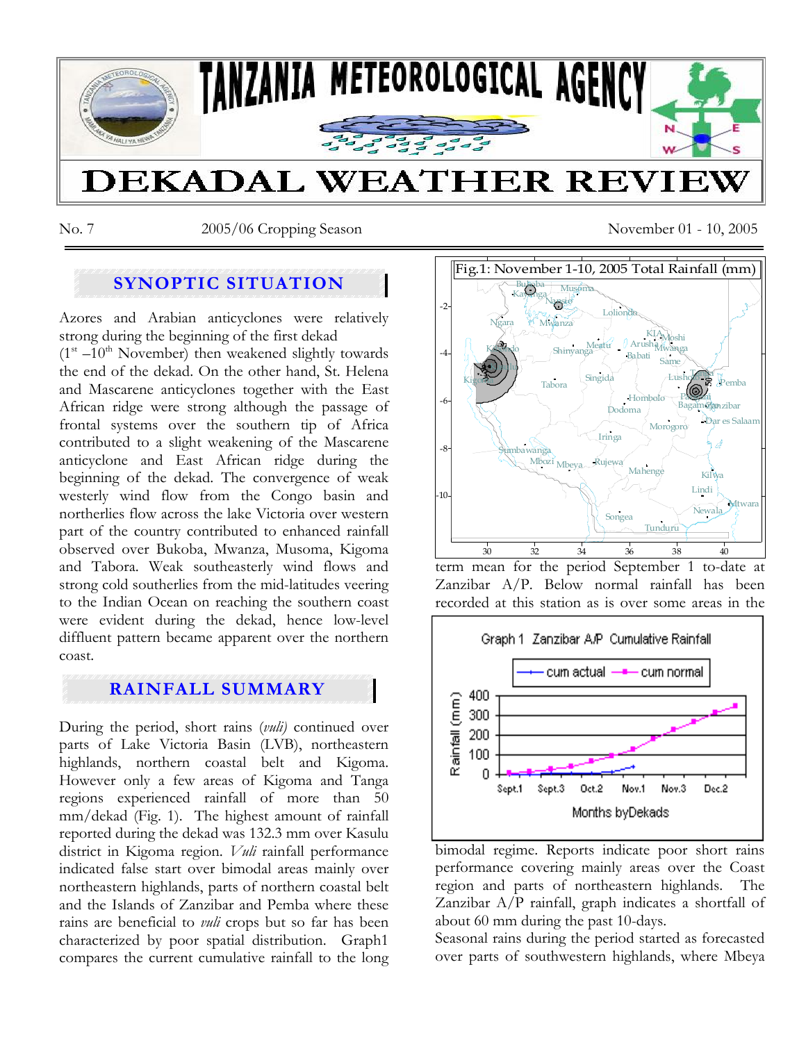# TANZANIA METEOROLOGICAL AGENCY

# DEKADAL WEATHER REVIEW

No. 7 2005/06 Cropping Season November 01 - 10, 2005

## SYNOPTIC SITUATION

Azores and Arabian anticyclones were relatively strong during the beginning of the first dekad (1st –10th November) then weakened slightly towards the end of the dekad. On the other hand, St. Helena and Mascarene anticyclones together with the East African ridge were strong although the passage of frontal systems over the southern tip of Africa contributed to a slight weakening of the Mascarene anticyclone and East African ridge during the beginning of the dekad. The convergence of weak westerly wind flow from the Congo basin and northerlies flow across the lake Victoria over western part of the country contributed to enhanced rainfall observed over Bukoba, Mwanza, Musoma, Kigoma and Tabora. Weak southeasterly wind flows and strong cold southerlies from the mid-latitudes veering to the Indian Ocean on reaching the southern coast were evident during the dekad, hence low-level diffluent pattern became apparent over the northern coast.

## RAINFALL SUMMARY

During the period, short rains (*vuli*) continued over parts of Lake Victoria Basin (LVB), northeastern highlands, northern coastal belt and Kigoma. However only a few areas of Kigoma and Tanga regions experienced rainfall of more than 50 mm/dekad (Fig. 1). The highest amount of rainfall reported during the dekad was 132.3 mm over Kasulu district in Kigoma region. *Vuli* rainfall performance indicated false start over bimodal areas mainly over northeastern highlands, parts of northern coastal belt and the Islands of Zanzibar and Pemba where these rains are beneficial to *vuli* crops but so far has been characterized by poor spatial distribution. Graph1 compares the current cumulative rainfall to the long term mean for the period September 1 to-date at Zanzibar A/P. Below normal rainfall has been recorded at this station as is over some areas in the bimodal regime. Reports indicate poor short rains performance covering mainly areas over the Coast region and parts of northeastern highlands. The Zanzibar A/P rainfall, graph indicates a shortfall of about 60 mm during the past 10-days.

Fig.1: November 1-10, 2005 Total Rainfall (mm)

Graph 1 Zanzibar A/P Cumulative Rainfall

Seasonal rains during the period started as forecasted over parts of southwestern highlands, where Mbeya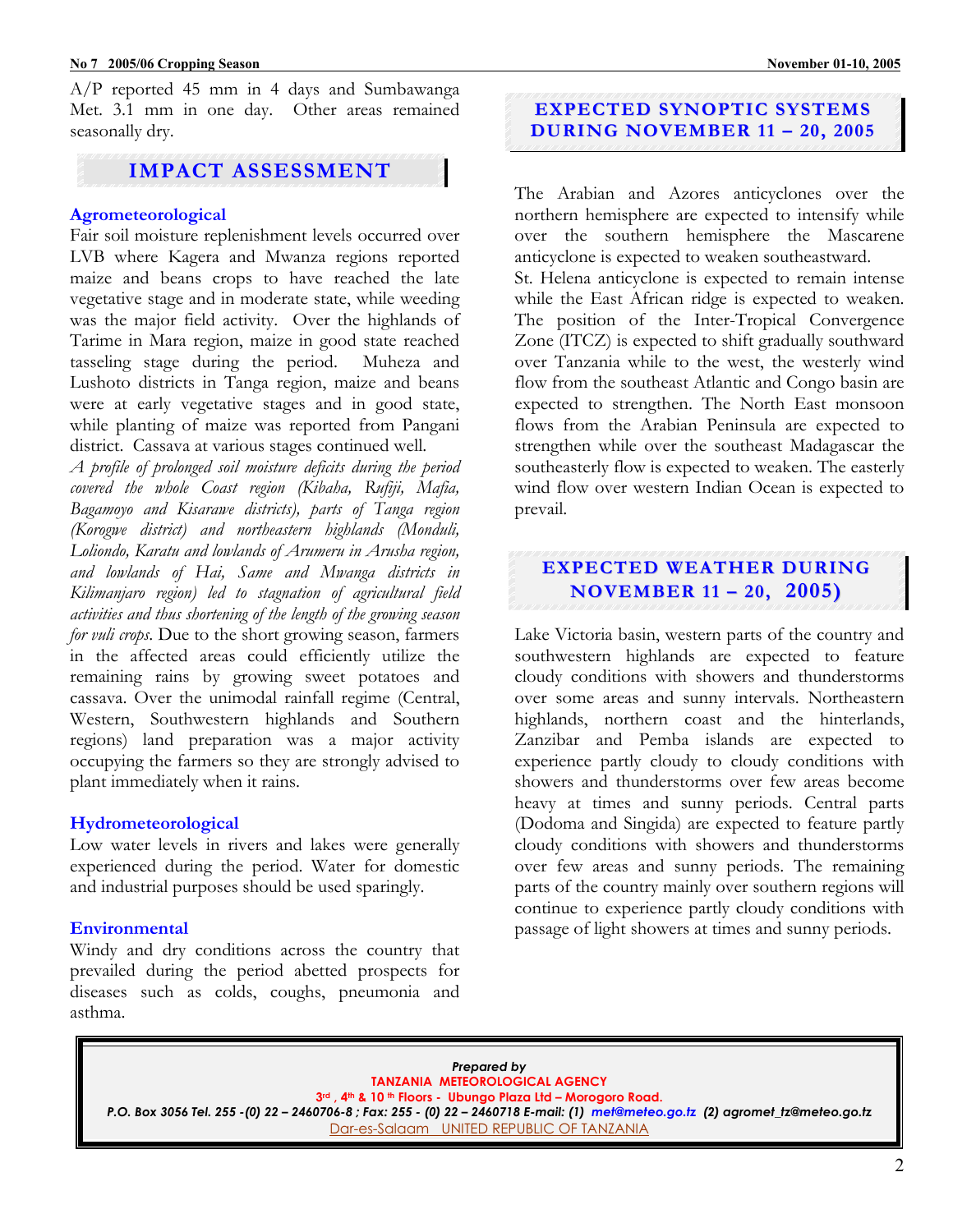A/P reported 45 mm in 4 days and Sumbawanga Met. 3.1 mm in one day. Other areas remained seasonally dry.

## IMPACT ASSESSMENT

### Agrometeorological

Fair soil moisture replenishment levels occurred over LVB where Kagera and Mwanza regions reported maize and beans crops to have reached the late vegetative stage and in moderate state, while weeding was the major field activity. Over the highlands of Tarime in Mara region, maize in good state reached tasseling stage during the period. Muheza and Lushoto districts in Tanga region, maize and beans were at early vegetative stages and in good state, while planting of maize was reported from Pangani district. Cassava at various stages continued well.

*A profile of prolonged soil moisture deficits during the period covered the whole Coast region (Kibaha, Rufiji, Mafia, Bagamoyo and Kisarawe districts), parts of Tanga region (Korogwe district) and northeastern highlands (Monduli, Loliondo, Karatu and lowlands of Arumeru in Arusha region, and lowlands of Hai, Same and Mwanga districts in Kilimanjaro region) led to stagnation of agricultural field activities and thus shortening of the length of the growing season for vuli crops.* Due to the short growing season, farmers in the affected areas could efficiently utilize the remaining rains by growing sweet potatoes and cassava. Over the unimodal rainfall regime (Central, Western, Southwestern highlands and Southern regions) land preparation was a major activity occupying the farmers so they are strongly advised to plant immediately when it rains.

### Hydrometeorological

Low water levels in rivers and lakes were generally experienced during the period. Water for domestic and industrial purposes should be used sparingly.

### Environmental

Windy and dry conditions across the country that prevailed during the period abetted prospects for diseases such as colds, coughs, pneumonia and asthma.

## EXPECTED SYNOPTIC SYSTEMS DURING NOVEMBER 11 – 20, 2005

The Arabian and Azores anticyclones over the northern hemisphere are expected to intensify while over the southern hemisphere the Mascarene anticyclone is expected to weaken southeastward.
St. Helena anticyclone is expected to remain intense while the East African ridge is expected to weaken. The position of the Inter-Tropical Convergence Zone (ITCZ) is expected to shift gradually southward over Tanzania while to the west, the westerly wind flow from the southeast Atlantic and Congo basin are expected to strengthen. The North East monsoon flows from the Arabian Peninsula are expected to strengthen while over the southeast Madagascar the southeasterly flow is expected to weaken. The easterly wind flow over western Indian Ocean is expected to prevail.

## EXPECTED WEATHER DURING NOVEMBER 11 – 20, 2005)

Lake Victoria basin, western parts of the country and southwestern highlands are expected to feature cloudy conditions with showers and thunderstorms over some areas and sunny intervals. Northeastern highlands, northern coast and the hinterlands, Zanzibar and Pemba islands are expected to experience partly cloudy to cloudy conditions with showers and thunderstorms over few areas become heavy at times and sunny periods. Central parts (Dodoma and Singida) are expected to feature partly cloudy conditions with showers and thunderstorms over few areas and sunny periods. The remaining parts of the country mainly over southern regions will continue to experience partly cloudy conditions with passage of light showers at times and sunny periods.

*Prepared by*
**TANZANIA METEOROLOGICAL AGENCY**
**3rd , 4th & 10 th Floors - Ubungo Plaza Ltd – Morogoro Road.**
*P.O. Box 3056 Tel. 255 -(0) 22 – 2460706-8 ; Fax: 255 - (0) 22 – 2460718 E-mail: (1) met@meteo.go.tz (2) agromet_tz@meteo.go.tz*
Dar-es-Salaam UNITED REPUBLIC OF TANZANIA